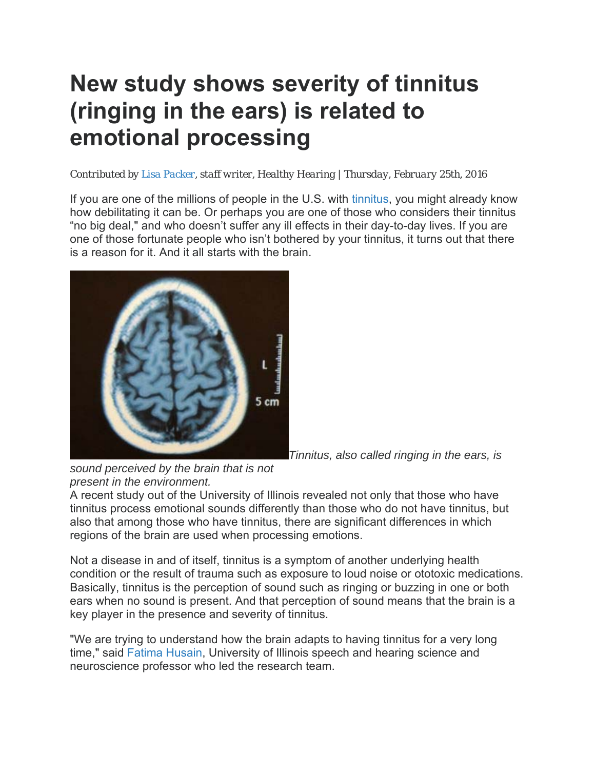# New study shows severity of tinnitus (ringing in the ears) is related to emotional processing

*Contributed by Lisa Packer, staff writer, Healthy Hearing | Thursday, February 25th, 2016*

If you are one of the millions of people in the U.S. with tinnitus, you might already know how debilitating it can be. Or perhaps you are one of those who considers their tinnitus "no big deal," and who doesn't suffer any ill effects in their day-to-day lives. If you are one of those fortunate people who isn't bothered by your tinnitus, it turns out that there is a reason for it. And it all starts with the brain.

*Tinnitus, also called ringing in the ears, is sound perceived by the brain that is not present in the environment.*

A recent study out of the University of Illinois revealed not only that those who have tinnitus process emotional sounds differently than those who do not have tinnitus, but also that among those who have tinnitus, there are significant differences in which regions of the brain are used when processing emotions.

Not a disease in and of itself, tinnitus is a symptom of another underlying health condition or the result of trauma such as exposure to loud noise or ototoxic medications. Basically, tinnitus is the perception of sound such as ringing or buzzing in one or both ears when no sound is present. And that perception of sound means that the brain is a key player in the presence and severity of tinnitus.

"We are trying to understand how the brain adapts to having tinnitus for a very long time," said Fatima Husain, University of Illinois speech and hearing science and neuroscience professor who led the research team.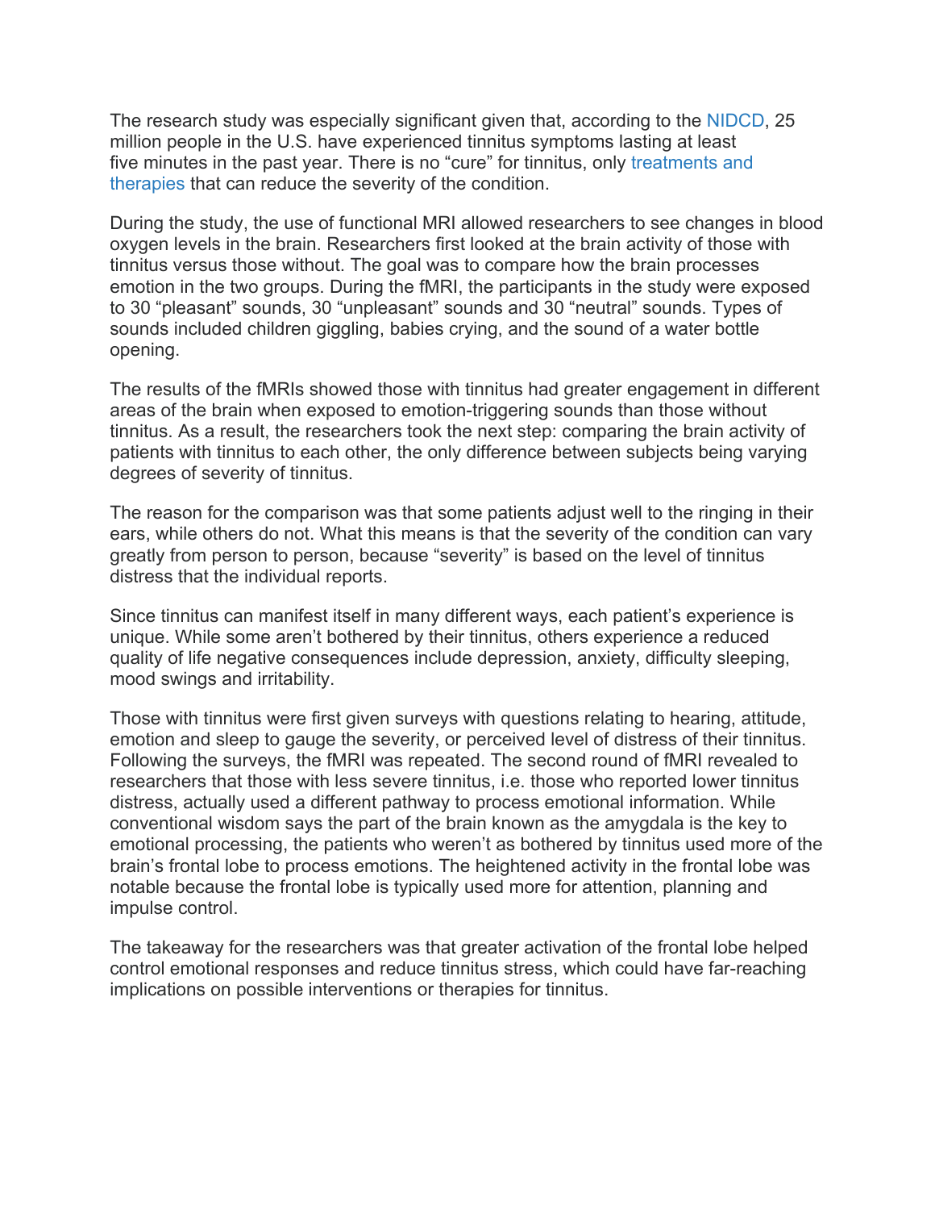The research study was especially significant given that, according to the NIDCD, 25 million people in the U.S. have experienced tinnitus symptoms lasting at least five minutes in the past year. There is no “cure” for tinnitus, only treatments and therapies that can reduce the severity of the condition.

During the study, the use of functional MRI allowed researchers to see changes in blood oxygen levels in the brain. Researchers first looked at the brain activity of those with tinnitus versus those without. The goal was to compare how the brain processes emotion in the two groups. During the fMRI, the participants in the study were exposed to 30 “pleasant” sounds, 30 “unpleasant” sounds and 30 “neutral” sounds. Types of sounds included children giggling, babies crying, and the sound of a water bottle opening.

The results of the fMRIs showed those with tinnitus had greater engagement in different areas of the brain when exposed to emotion-triggering sounds than those without tinnitus. As a result, the researchers took the next step: comparing the brain activity of patients with tinnitus to each other, the only difference between subjects being varying degrees of severity of tinnitus.

The reason for the comparison was that some patients adjust well to the ringing in their ears, while others do not. What this means is that the severity of the condition can vary greatly from person to person, because “severity” is based on the level of tinnitus distress that the individual reports.

Since tinnitus can manifest itself in many different ways, each patient’s experience is unique. While some aren’t bothered by their tinnitus, others experience a reduced quality of life negative consequences include depression, anxiety, difficulty sleeping, mood swings and irritability.

Those with tinnitus were first given surveys with questions relating to hearing, attitude, emotion and sleep to gauge the severity, or perceived level of distress of their tinnitus. Following the surveys, the fMRI was repeated. The second round of fMRI revealed to researchers that those with less severe tinnitus, i.e. those who reported lower tinnitus distress, actually used a different pathway to process emotional information. While conventional wisdom says the part of the brain known as the amygdala is the key to emotional processing, the patients who weren’t as bothered by tinnitus used more of the brain’s frontal lobe to process emotions. The heightened activity in the frontal lobe was notable because the frontal lobe is typically used more for attention, planning and impulse control.

The takeaway for the researchers was that greater activation of the frontal lobe helped control emotional responses and reduce tinnitus stress, which could have far-reaching implications on possible interventions or therapies for tinnitus.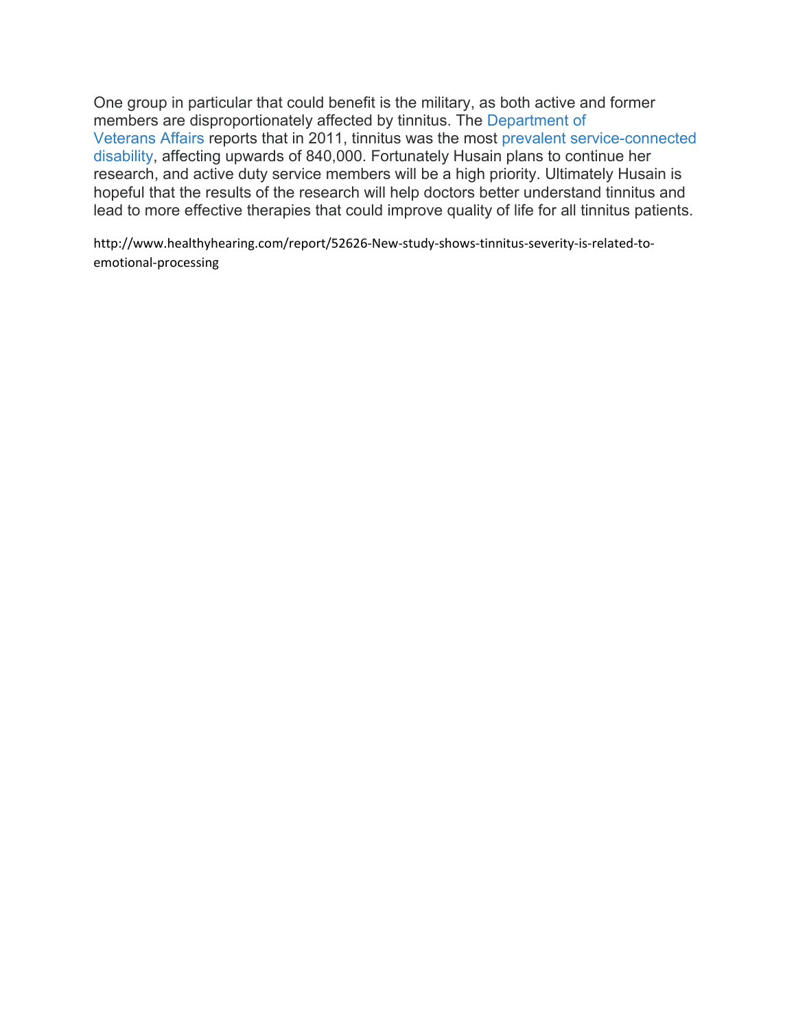One group in particular that could benefit is the military, as both active and former members are disproportionately affected by tinnitus. The Department of Veterans Affairs reports that in 2011, tinnitus was the most prevalent service-connected disability, affecting upwards of 840,000. Fortunately Husain plans to continue her research, and active duty service members will be a high priority. Ultimately Husain is hopeful that the results of the research will help doctors better understand tinnitus and lead to more effective therapies that could improve quality of life for all tinnitus patients.

http://www.healthyhearing.com/report/52626-New-study-shows-tinnitus-severity-is-related-to-emotional-processing